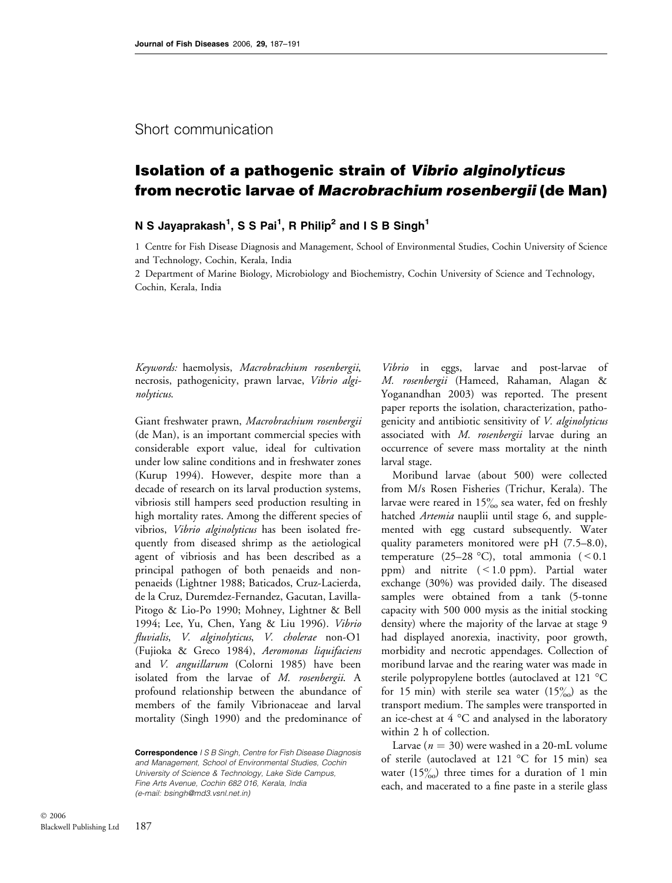Short communication

# Isolation of a pathogenic strain of *Vibrio alginolyticus* from necrotic larvae of *Macrobrachium rosenbergii* (de Man)

**N S Jayaprakash[1], S S Pai[1], R Philip[2] and I S B Singh[1]**

1 Centre for Fish Disease Diagnosis and Management, School of Environmental Studies, Cochin University of Science and Technology, Cochin, Kerala, India

2 Department of Marine Biology, Microbiology and Biochemistry, Cochin University of Science and Technology, Cochin, Kerala, India

*Keywords:* haemolysis, *Macrobrachium rosenbergii*, necrosis, pathogenicity, prawn larvae, *Vibrio alginolyticus*.

Giant freshwater prawn, *Macrobrachium rosenbergii* (de Man), is an important commercial species with considerable export value, ideal for cultivation under low saline conditions and in freshwater zones (Kurup 1994). However, despite more than a decade of research on its larval production systems, vibriosis still hampers seed production resulting in high mortality rates. Among the different species of vibrios, *Vibrio alginolyticus* has been isolated frequently from diseased shrimp as the aetiological agent of vibriosis and has been described as a principal pathogen of both penaeids and non-penaeids (Lightner 1988; Baticados, Cruz-Lacierda, de la Cruz, Duremdez-Fernandez, Gacutan, Lavilla-Pitogo & Lio-Po 1990; Mohney, Lightner & Bell 1994; Lee, Yu, Chen, Yang & Liu 1996). *Vibrio fluvialis*, *V. alginolyticus*, *V. cholerae* non-O1 (Fujioka & Greco 1984), *Aeromonas liquifaciens* and *V. anguillarum* (Colorni 1985) have been isolated from the larvae of *M. rosenbergii*. A profound relationship between the abundance of members of the family Vibrionaceae and larval mortality (Singh 1990) and the predominance of *Vibrio* in eggs, larvae and post-larvae of *M. rosenbergii* (Hameed, Rahaman, Alagan & Yoganandhan 2003) was reported. The present paper reports the isolation, characterization, pathogenicity and antibiotic sensitivity of *V. alginolyticus* associated with *M. rosenbergii* larvae during an occurrence of severe mass mortality at the ninth larval stage.

Moribund larvae (about 500) were collected from M/s Rosen Fisheries (Trichur, Kerala). The larvae were reared in 15‰ sea water, fed on freshly hatched *Artemia* nauplii until stage 6, and supplemented with egg custard subsequently. Water quality parameters monitored were pH (7.5–8.0), temperature (25–28 °C), total ammonia (< 0.1 ppm) and nitrite (< 1.0 ppm). Partial water exchange (30%) was provided daily. The diseased samples were obtained from a tank (5-tonne capacity with 500 000 mysis as the initial stocking density) where the majority of the larvae at stage 9 had displayed anorexia, inactivity, poor growth, morbidity and necrotic appendages. Collection of moribund larvae and the rearing water was made in sterile polypropylene bottles (autoclaved at 121 °C for 15 min) with sterile sea water (15‰) as the transport medium. The samples were transported in an ice-chest at 4 °C and analysed in the laboratory within 2 h of collection.

Larvae ($n = 30$) were washed in a 20-mL volume of sterile (autoclaved at 121 °C for 15 min) sea water (15‰) three times for a duration of 1 min each, and macerated to a fine paste in a sterile glass

**Correspondence** *I S B Singh, Centre for Fish Disease Diagnosis and Management, School of Environmental Studies, Cochin University of Science & Technology, Lake Side Campus, Fine Arts Avenue, Cochin 682 016, Kerala, India (e-mail: bsingh@md3.vsnl.net.in)*

© 2006 Blackwell Publishing Ltd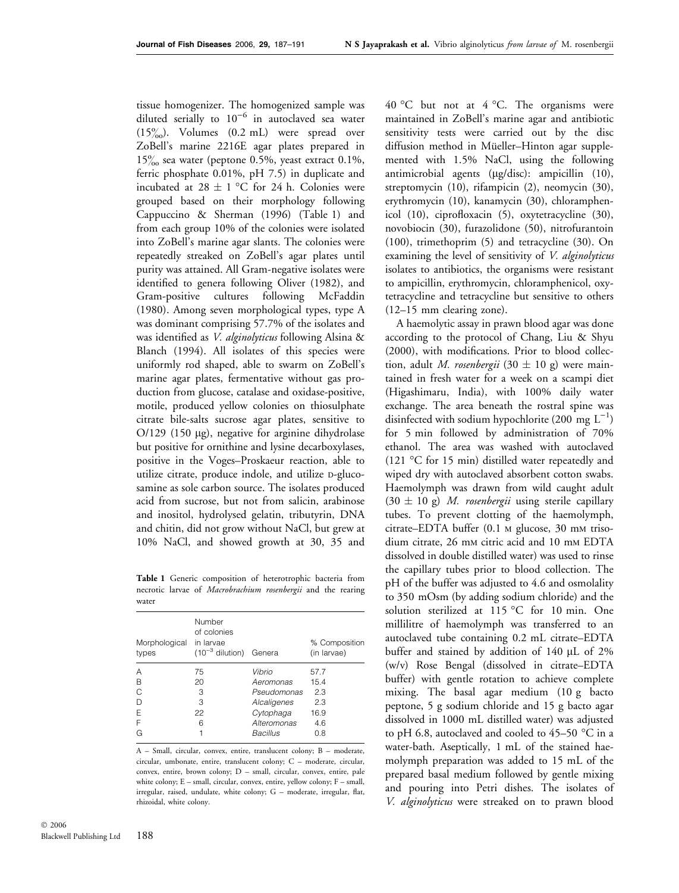tissue homogenizer. The homogenized sample was diluted serially to $10^{-6}$ in autoclaved sea water (15‰). Volumes (0.2 mL) were spread over ZoBell's marine 2216E agar plates prepared in 15‰ sea water (peptone 0.5%, yeast extract 0.1%, ferric phosphate 0.01%, pH 7.5) in duplicate and incubated at 28 ± 1 °C for 24 h. Colonies were grouped based on their morphology following Cappuccino & Sherman (1996) (Table 1) and from each group 10% of the colonies were isolated into ZoBell's marine agar slants. The colonies were repeatedly streaked on ZoBell's agar plates until purity was attained. All Gram-negative isolates were identified to genera following Oliver (1982), and Gram-positive cultures following McFaddin (1980). Among seven morphological types, type A was dominant comprising 57.7% of the isolates and was identified as *V. alginolyticus* following Alsina & Blanch (1994). All isolates of this species were uniformly rod shaped, able to swarm on ZoBell's marine agar plates, fermentative without gas production from glucose, catalase and oxidase-positive, motile, produced yellow colonies on thiosulphate citrate bile-salts sucrose agar plates, sensitive to O/129 (150 μg), negative for arginine dihydrolase but positive for ornithine and lysine decarboxylases, positive in the Voges–Proskaeur reaction, able to utilize citrate, produce indole, and utilize D-glucosamine as sole carbon source. The isolates produced acid from sucrose, but not from salicin, arabinose and inositol, hydrolysed gelatin, tributyrin, DNA and chitin, did not grow without NaCl, but grew at 10% NaCl, and showed growth at 30, 35 and 40 °C but not at 4 °C. The organisms were maintained in ZoBell's marine agar and antibiotic sensitivity tests were carried out by the disc diffusion method in Müeller–Hinton agar supplemented with 1.5% NaCl, using the following antimicrobial agents (μg/disc): ampicillin (10), streptomycin (10), rifampicin (2), neomycin (30), erythromycin (10), kanamycin (30), chloramphenicol (10), ciprofloxacin (5), oxytetracycline (30), novobiocin (30), furazolidone (50), nitrofurantoin (100), trimethoprim (5) and tetracycline (30). On examining the level of sensitivity of *V. alginolyticus* isolates to antibiotics, the organisms were resistant to ampicillin, erythromycin, chloramphenicol, oxytetracycline and tetracycline but sensitive to others (12–15 mm clearing zone).

**Table 1** Generic composition of heterotrophic bacteria from necrotic larvae of *Macrobrachium rosenbergii* and the rearing water

| Morphological types | Number of colonies in larvae ($10^{-3}$ dilution) | Genera | % Composition (in larvae) |
|---|---|---|---|
| A | 75 | *Vibrio* | 57.7 |
| B | 20 | *Aeromonas* | 15.4 |
| C | 3 | *Pseudomonas* | 2.3 |
| D | 3 | *Alcaligenes* | 2.3 |
| E | 22 | *Cytophaga* | 16.9 |
| F | 6 | *Alteromonas* | 4.6 |
| G | 1 | *Bacillus* | 0.8 |

A – Small, circular, convex, entire, translucent colony; B – moderate, circular, umbonate, entire, translucent colony; C – moderate, circular, convex, entire, brown colony; D – small, circular, convex, entire, pale white colony; E – small, circular, convex, entire, yellow colony; F – small, irregular, raised, undulate, white colony; G – moderate, irregular, flat, rhizoidal, white colony.

A haemolytic assay in prawn blood agar was done according to the protocol of Chang, Liu & Shyu (2000), with modifications. Prior to blood collection, adult *M. rosenbergii* (30 ± 10 g) were maintained in fresh water for a week on a scampi diet (Higashimaru, India), with 100% daily water exchange. The area beneath the rostral spine was disinfected with sodium hypochlorite (200 mg $L^{-1}$) for 5 min followed by administration of 70% ethanol. The area was washed with autoclaved (121 °C for 15 min) distilled water repeatedly and wiped dry with autoclaved absorbent cotton swabs. Haemolymph was drawn from wild caught adult (30 ± 10 g) *M. rosenbergii* using sterile capillary tubes. To prevent clotting of the haemolymph, citrate–EDTA buffer (0.1 M glucose, 30 mM trisodium citrate, 26 mM citric acid and 10 mM EDTA dissolved in double distilled water) was used to rinse the capillary tubes prior to blood collection. The pH of the buffer was adjusted to 4.6 and osmolality to 350 mOsm (by adding sodium chloride) and the solution sterilized at 115 °C for 10 min. One millilitre of haemolymph was transferred to an autoclaved tube containing 0.2 mL citrate–EDTA buffer and stained by addition of 140 μL of 2% (w/v) Rose Bengal (dissolved in citrate–EDTA buffer) with gentle rotation to achieve complete mixing. The basal agar medium (10 g bacto peptone, 5 g sodium chloride and 15 g bacto agar dissolved in 1000 mL distilled water) was adjusted to pH 6.8, autoclaved and cooled to 45–50 °C in a water-bath. Aseptically, 1 mL of the stained haemolymph preparation was added to 15 mL of the prepared basal medium followed by gentle mixing and pouring into Petri dishes. The isolates of *V. alginolyticus* were streaked on to prawn blood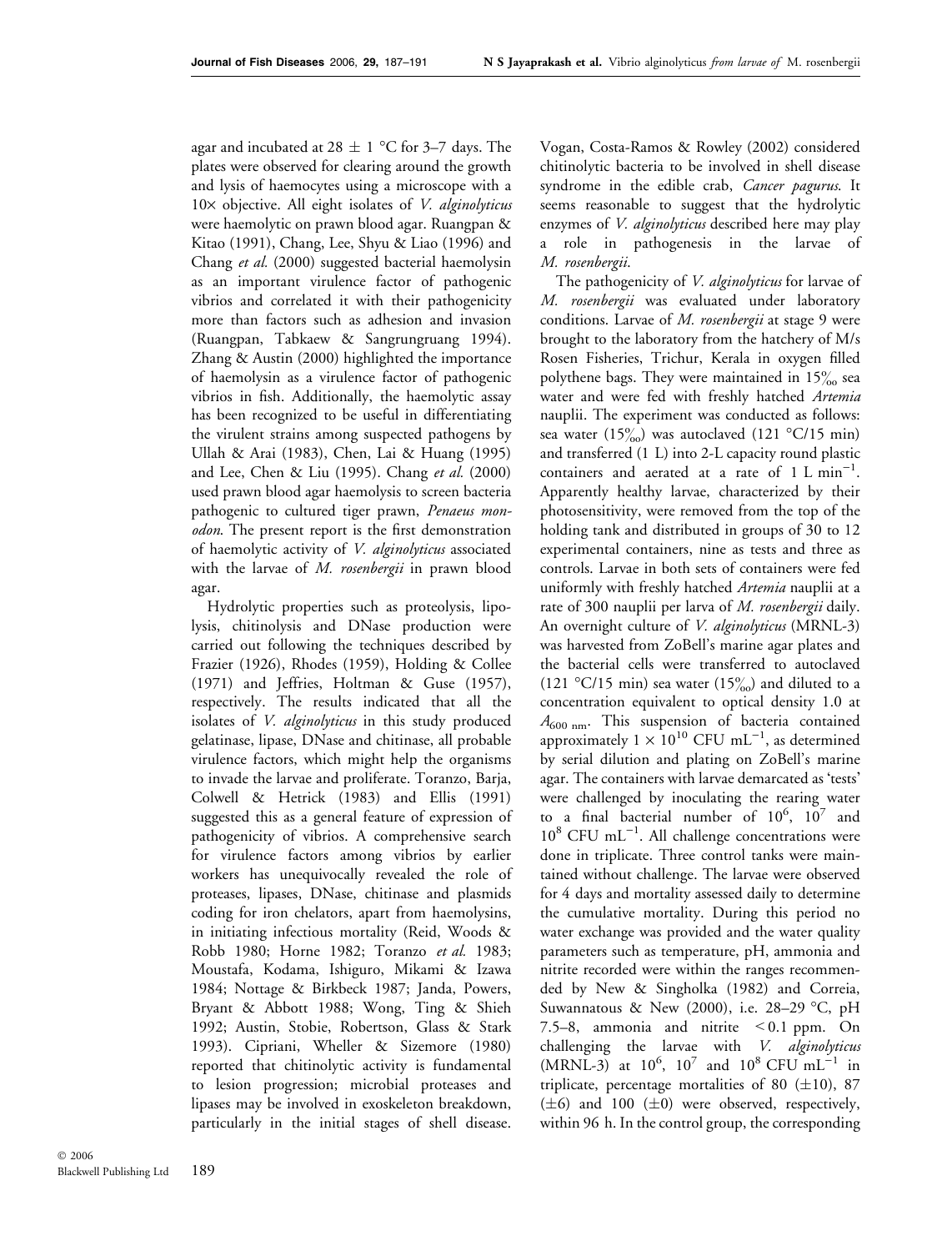agar and incubated at 28 ± 1 °C for 3–7 days. The plates were observed for clearing around the growth and lysis of haemocytes using a microscope with a 10× objective. All eight isolates of *V. alginolyticus* were haemolytic on prawn blood agar. Ruangpan & Kitao (1991), Chang, Lee, Shyu & Liao (1996) and Chang *et al.* (2000) suggested bacterial haemolysin as an important virulence factor of pathogenic vibrios and correlated it with their pathogenicity more than factors such as adhesion and invasion (Ruangpan, Tabkaew & Sangrungruang 1994). Zhang & Austin (2000) highlighted the importance of haemolysin as a virulence factor of pathogenic vibrios in fish. Additionally, the haemolytic assay has been recognized to be useful in differentiating the virulent strains among suspected pathogens by Ullah & Arai (1983), Chen, Lai & Huang (1995) and Lee, Chen & Liu (1995). Chang *et al.* (2000) used prawn blood agar haemolysis to screen bacteria pathogenic to cultured tiger prawn, *Penaeus monodon.* The present report is the first demonstration of haemolytic activity of *V. alginolyticus* associated with the larvae of *M. rosenbergii* in prawn blood agar.

Hydrolytic properties such as proteolysis, lipolysis, chitinolysis and DNase production were carried out following the techniques described by Frazier (1926), Rhodes (1959), Holding & Collee (1971) and Jeffries, Holtman & Guse (1957), respectively. The results indicated that all the isolates of *V. alginolyticus* in this study produced gelatinase, lipase, DNase and chitinase, all probable virulence factors, which might help the organisms to invade the larvae and proliferate. Toranzo, Barja, Colwell & Hetrick (1983) and Ellis (1991) suggested this as a general feature of expression of pathogenicity of vibrios. A comprehensive search for virulence factors among vibrios by earlier workers has unequivocally revealed the role of proteases, lipases, DNase, chitinase and plasmids coding for iron chelators, apart from haemolysins, in initiating infectious mortality (Reid, Woods & Robb 1980; Horne 1982; Toranzo *et al.* 1983; Moustafa, Kodama, Ishiguro, Mikami & Izawa 1984; Nottage & Birkbeck 1987; Janda, Powers, Bryant & Abbott 1988; Wong, Ting & Shieh 1992; Austin, Stobie, Robertson, Glass & Stark 1993). Cipriani, Wheller & Sizemore (1980) reported that chitinolytic activity is fundamental to lesion progression; microbial proteases and lipases may be involved in exoskeleton breakdown, particularly in the initial stages of shell disease. Vogan, Costa-Ramos & Rowley (2002) considered chitinolytic bacteria to be involved in shell disease syndrome in the edible crab, *Cancer pagurus.* It seems reasonable to suggest that the hydrolytic enzymes of *V. alginolyticus* described here may play a role in pathogenesis in the larvae of *M. rosenbergii.*

The pathogenicity of *V. alginolyticus* for larvae of *M. rosenbergii* was evaluated under laboratory conditions. Larvae of *M. rosenbergii* at stage 9 were brought to the laboratory from the hatchery of M/s Rosen Fisheries, Trichur, Kerala in oxygen filled polythene bags. They were maintained in 15‰ sea water and were fed with freshly hatched *Artemia* nauplii. The experiment was conducted as follows: sea water (15‰) was autoclaved (121 °C/15 min) and transferred (1 L) into 2-L capacity round plastic containers and aerated at a rate of 1 L $\text{min}^{-1}$. Apparently healthy larvae, characterized by their photosensitivity, were removed from the top of the holding tank and distributed in groups of 30 to 12 experimental containers, nine as tests and three as controls. Larvae in both sets of containers were fed uniformly with freshly hatched *Artemia* nauplii at a rate of 300 nauplii per larva of *M. rosenbergii* daily. An overnight culture of *V. alginolyticus* (MRNL-3) was harvested from ZoBell's marine agar plates and the bacterial cells were transferred to autoclaved (121 °C/15 min) sea water (15‰) and diluted to a concentration equivalent to optical density 1.0 at $A_{600\text{ nm}}$. This suspension of bacteria contained approximately $1 \times 10^{10}$ CFU $\text{mL}^{-1}$, as determined by serial dilution and plating on ZoBell's marine agar. The containers with larvae demarcated as 'tests' were challenged by inoculating the rearing water to a final bacterial number of $10^6$, $10^7$ and $10^8$ CFU $\text{mL}^{-1}$. All challenge concentrations were done in triplicate. Three control tanks were maintained without challenge. The larvae were observed for 4 days and mortality assessed daily to determine the cumulative mortality. During this period no water exchange was provided and the water quality parameters such as temperature, pH, ammonia and nitrite recorded were within the ranges recommended by New & Singholka (1982) and Correia, Suwannatous & New (2000), i.e. 28–29 °C, pH 7.5–8, ammonia and nitrite < 0.1 ppm. On challenging the larvae with *V. alginolyticus* (MRNL-3) at $10^6$, $10^7$ and $10^8$ CFU $\text{mL}^{-1}$ in triplicate, percentage mortalities of 80 (±10), 87 (±6) and 100 (±0) were observed, respectively, within 96 h. In the control group, the corresponding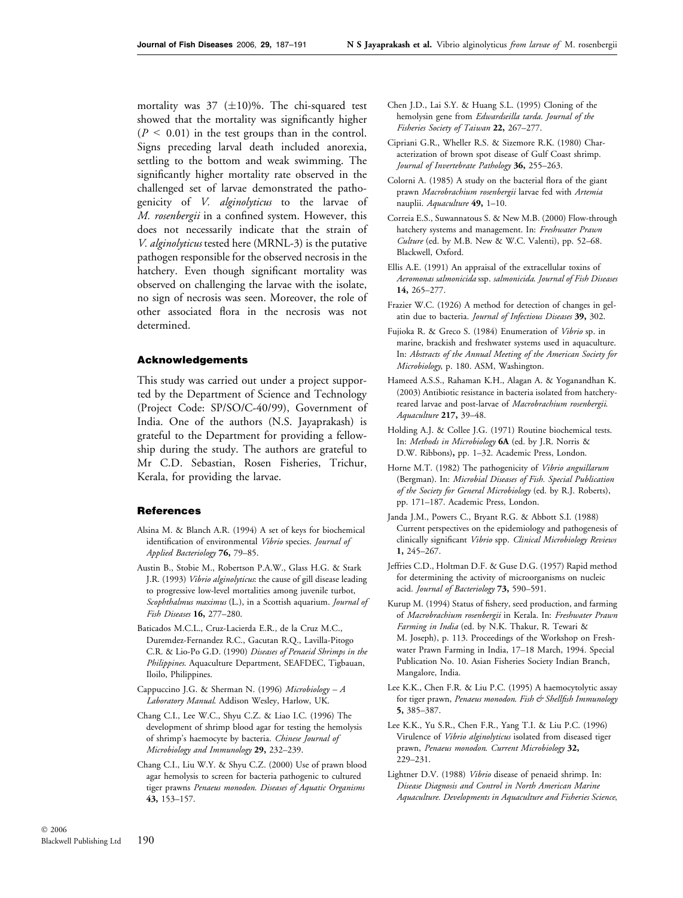mortality was 37 ($\pm$10)%. The chi-squared test showed that the mortality was significantly higher ($P < 0.01$) in the test groups than in the control. Signs preceding larval death included anorexia, settling to the bottom and weak swimming. The significantly higher mortality rate observed in the challenged set of larvae demonstrated the pathogenicity of *V. alginolyticus* to the larvae of *M. rosenbergii* in a confined system. However, this does not necessarily indicate that the strain of *V. alginolyticus* tested here (MRNL-3) is the putative pathogen responsible for the observed necrosis in the hatchery. Even though significant mortality was observed on challenging the larvae with the isolate, no sign of necrosis was seen. Moreover, the role of other associated flora in the necrosis was not determined.

## Acknowledgements

This study was carried out under a project supported by the Department of Science and Technology (Project Code: SP/SO/C-40/99), Government of India. One of the authors (N.S. Jayaprakash) is grateful to the Department for providing a fellowship during the study. The authors are grateful to Mr C.D. Sebastian, Rosen Fisheries, Trichur, Kerala, for providing the larvae.

## References

Alsina M. & Blanch A.R. (1994) A set of keys for biochemical identification of environmental *Vibrio* species. *Journal of Applied Bacteriology* **76,** 79–85.

Austin B., Stobie M., Robertson P.A.W., Glass H.G. & Stark J.R. (1993) *Vibrio alginolyticus*: the cause of gill disease leading to progressive low-level mortalities among juvenile turbot, *Scophthalmus maximus* (L.), in a Scottish aquarium. *Journal of Fish Diseases* **16,** 277–280.

Baticados M.C.L., Cruz-Lacierda E.R., de la Cruz M.C., Duremdez-Fernandez R.C., Gacutan R.Q., Lavilla-Pitogo C.R. & Lio-Po G.D. (1990) *Diseases of Penaeid Shrimps in the Philippines*. Aquaculture Department, SEAFDEC, Tigbauan, Iloilo, Philippines.

Cappuccino J.G. & Sherman N. (1996) *Microbiology – A Laboratory Manual*. Addison Wesley, Harlow, UK.

Chang C.I., Lee W.C., Shyu C.Z. & Liao I.C. (1996) The development of shrimp blood agar for testing the hemolysis of shrimp's haemocyte by bacteria. *Chinese Journal of Microbiology and Immunology* **29,** 232–239.

Chang C.I., Liu W.Y. & Shyu C.Z. (2000) Use of prawn blood agar hemolysis to screen for bacteria pathogenic to cultured tiger prawns *Penaeus monodon*. *Diseases of Aquatic Organisms* **43,** 153–157.

Chen J.D., Lai S.Y. & Huang S.L. (1995) Cloning of the hemolysin gene from *Edwardseilla tarda*. *Journal of the Fisheries Society of Taiwan* **22,** 267–277.

Cipriani G.R., Wheller R.S. & Sizemore R.K. (1980) Characterization of brown spot disease of Gulf Coast shrimp. *Journal of Invertebrate Pathology* **36,** 255–263.

Colorni A. (1985) A study on the bacterial flora of the giant prawn *Macrobrachium rosenbergii* larvae fed with *Artemia* nauplii. *Aquaculture* **49,** 1–10.

Correia E.S., Suwannatous S. & New M.B. (2000) Flow-through hatchery systems and management. In: *Freshwater Prawn Culture* (ed. by M.B. New & W.C. Valenti), pp. 52–68. Blackwell, Oxford.

Ellis A.E. (1991) An appraisal of the extracellular toxins of *Aeromonas salmonicida* ssp. *salmonicida*. *Journal of Fish Diseases* **14,** 265–277.

Frazier W.C. (1926) A method for detection of changes in gelatin due to bacteria. *Journal of Infectious Diseases* **39,** 302.

Fujioka R. & Greco S. (1984) Enumeration of *Vibrio* sp. in marine, brackish and freshwater systems used in aquaculture. In: *Abstracts of the Annual Meeting of the American Society for Microbiology*, p. 180. ASM, Washington.

Hameed A.S.S., Rahaman K.H., Alagan A. & Yoganandhan K. (2003) Antibiotic resistance in bacteria isolated from hatchery-reared larvae and post-larvae of *Macrobrachium rosenbergii*. *Aquaculture* **217,** 39–48.

Holding A.J. & Collee J.G. (1971) Routine biochemical tests. In: *Methods in Microbiology* **6A** (ed. by J.R. Norris & D.W. Ribbons), pp. 1–32. Academic Press, London.

Horne M.T. (1982) The pathogenicity of *Vibrio anguillarum* (Bergman). In: *Microbial Diseases of Fish. Special Publication of the Society for General Microbiology* (ed. by R.J. Roberts), pp. 171–187. Academic Press, London.

Janda J.M., Powers C., Bryant R.G. & Abbott S.I. (1988) Current perspectives on the epidemiology and pathogenesis of clinically significant *Vibrio* spp. *Clinical Microbiology Reviews* **1,** 245–267.

Jeffries C.D., Holtman D.F. & Guse D.G. (1957) Rapid method for determining the activity of microorganisms on nucleic acid. *Journal of Bacteriology* **73,** 590–591.

Kurup M. (1994) Status of fishery, seed production, and farming of *Macrobrachium rosenbergii* in Kerala. In: *Freshwater Prawn Farming in India* (ed. by N.K. Thakur, R. Tewari & M. Joseph), p. 113. Proceedings of the Workshop on Freshwater Prawn Farming in India, 17–18 March, 1994. Special Publication No. 10. Asian Fisheries Society Indian Branch, Mangalore, India.

Lee K.K., Chen F.R. & Liu P.C. (1995) A haemocytolytic assay for tiger prawn, *Penaeus monodon*. *Fish & Shellfish Immunology* **5,** 385–387.

Lee K.K., Yu S.R., Chen F.R., Yang T.I. & Liu P.C. (1996) Virulence of *Vibrio alginolyticus* isolated from diseased tiger prawn, *Penaeus monodon*. *Current Microbiology* **32,** 229–231.

Lightner D.V. (1988) *Vibrio* disease of penaeid shrimp. In: *Disease Diagnosis and Control in North American Marine Aquaculture. Developments in Aquaculture and Fisheries Science*,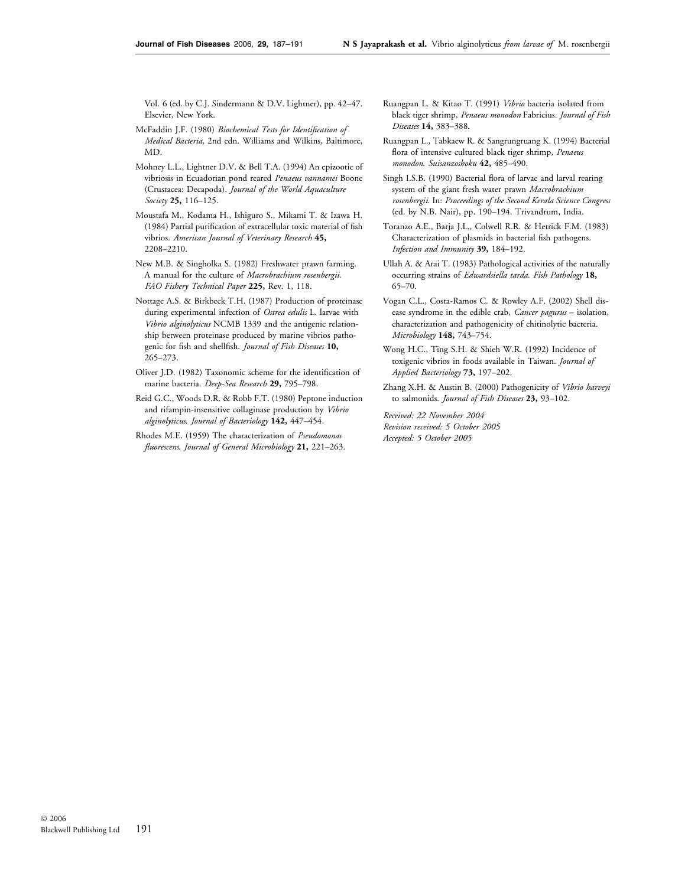Vol. 6 (ed. by C.J. Sindermann & D.V. Lightner), pp. 42–47. Elsevier, New York.

McFaddin J.F. (1980) *Biochemical Tests for Identification of Medical Bacteria*, 2nd edn. Williams and Wilkins, Baltimore, MD.

Mohney L.L., Lightner D.V. & Bell T.A. (1994) An epizootic of vibriosis in Ecuadorian pond reared *Penaeus vannamei* Boone (Crustacea: Decapoda). *Journal of the World Aquaculture Society* **25,** 116–125.

Moustafa M., Kodama H., Ishiguro S., Mikami T. & Izawa H. (1984) Partial purification of extracellular toxic material of fish vibrios. *American Journal of Veterinary Research* **45,** 2208–2210.

New M.B. & Singholka S. (1982) Freshwater prawn farming. A manual for the culture of *Macrobrachium rosenbergii*. *FAO Fishery Technical Paper* **225,** Rev. 1, 118.

Nottage A.S. & Birkbeck T.H. (1987) Production of proteinase during experimental infection of *Ostrea edulis* L. larvae with *Vibrio alginolyticus* NCMB 1339 and the antigenic relationship between proteinase produced by marine vibrios pathogenic for fish and shellfish. *Journal of Fish Diseases* **10,** 265–273.

Oliver J.D. (1982) Taxonomic scheme for the identification of marine bacteria. *Deep-Sea Research* **29,** 795–798.

Reid G.C., Woods D.R. & Robb F.T. (1980) Peptone induction and rifampin-insensitive collaginase production by *Vibrio alginolyticus*. *Journal of Bacteriology* **142,** 447–454.

Rhodes M.E. (1959) The characterization of *Pseudomonas fluorescens*. *Journal of General Microbiology* **21,** 221–263.

Ruangpan L. & Kitao T. (1991) *Vibrio* bacteria isolated from black tiger shrimp, *Penaeus monodon* Fabricius. *Journal of Fish Diseases* **14,** 383–388.

Ruangpan L., Tabkaew R. & Sangrungruang K. (1994) Bacterial flora of intensive cultured black tiger shrimp, *Penaeus monodon*. *Suisanzoshoku* **42,** 485–490.

Singh I.S.B. (1990) Bacterial flora of larvae and larval rearing system of the giant fresh water prawn *Macrobrachium rosenbergii*. In: *Proceedings of the Second Kerala Science Congress* (ed. by N.B. Nair), pp. 190–194. Trivandrum, India.

Toranzo A.E., Barja J.L., Colwell R.R. & Hetrick F.M. (1983) Characterization of plasmids in bacterial fish pathogens. *Infection and Immunity* **39,** 184–192.

Ullah A. & Arai T. (1983) Pathological activities of the naturally occurring strains of *Edwardsiella tarda*. *Fish Pathology* **18,** 65–70.

Vogan C.L., Costa-Ramos C. & Rowley A.F. (2002) Shell disease syndrome in the edible crab, *Cancer pagurus* – isolation, characterization and pathogenicity of chitinolytic bacteria. *Microbiology* **148,** 743–754.

Wong H.C., Ting S.H. & Shieh W.R. (1992) Incidence of toxigenic vibrios in foods available in Taiwan. *Journal of Applied Bacteriology* **73,** 197–202.

Zhang X.H. & Austin B. (2000) Pathogenicity of *Vibrio harveyi* to salmonids. *Journal of Fish Diseases* **23,** 93–102.

*Received: 22 November 2004*
*Revision received: 5 October 2005*
*Accepted: 5 October 2005*